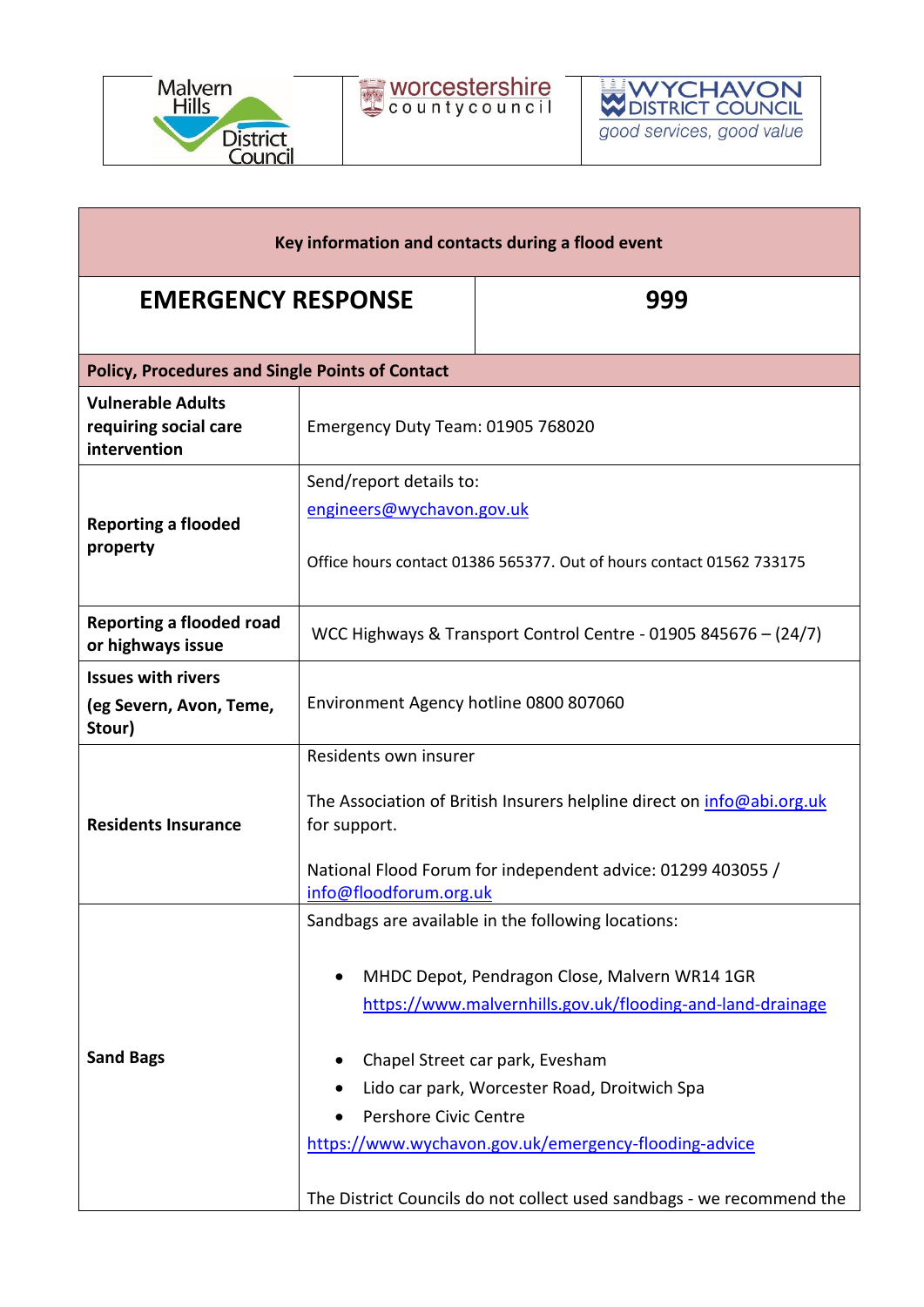Malvern Hills District Council | worcestershire countycouncil | WYCHAVON DISTRICT COUNCIL *good services, good value*

| Key information and contacts during a flood event | |
|---|---|
| **EMERGENCY RESPONSE** | **999** |
| **Policy, Procedures and Single Points of Contact** | |
| **Vulnerable Adults requiring social care intervention** | Emergency Duty Team: 01905 768020 |
| **Reporting a flooded property** | Send/report details to:<br>engineers@wychavon.gov.uk<br><br>Office hours contact 01386 565377. Out of hours contact 01562 733175 |
| **Reporting a flooded road or highways issue** | WCC Highways & Transport Control Centre - 01905 845676 – (24/7) |
| **Issues with rivers (eg Severn, Avon, Teme, Stour)** | Environment Agency hotline 0800 807060 |
| **Residents Insurance** | Residents own insurer<br><br>The Association of British Insurers helpline direct on info@abi.org.uk for support.<br><br>National Flood Forum for independent advice: 01299 403055 / info@floodforum.org.uk |
| **Sand Bags** | Sandbags are available in the following locations:<br><br>• MHDC Depot, Pendragon Close, Malvern WR14 1GR https://www.malvernhills.gov.uk/flooding-and-land-drainage<br><br>• Chapel Street car park, Evesham<br>• Lido car park, Worcester Road, Droitwich Spa<br>• Pershore Civic Centre<br>https://www.wychavon.gov.uk/emergency-flooding-advice<br><br>The District Councils do not collect used sandbags - we recommend the |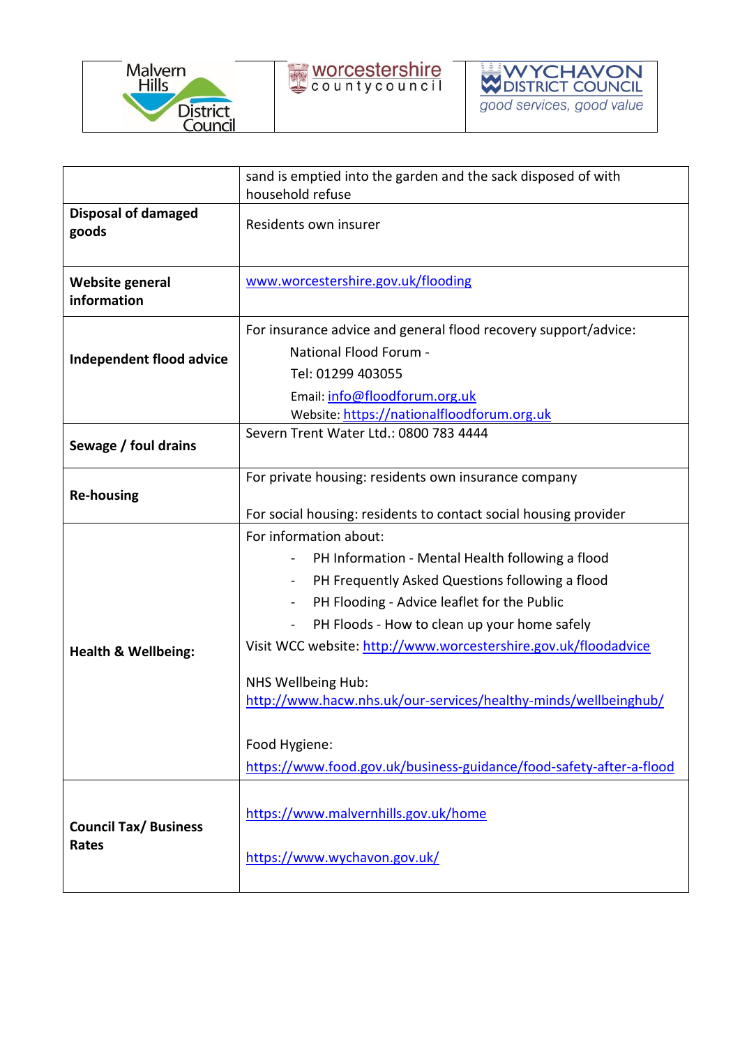Malvern Hills District Council | worcestershire countycouncil | WYCHAVON DISTRICT COUNCIL good services, good value

| | |
|---|---|
| | sand is emptied into the garden and the sack disposed of with household refuse |
| **Disposal of damaged goods** | Residents own insurer |
| **Website general information** | www.worcestershire.gov.uk/flooding |
| **Independent flood advice** | For insurance advice and general flood recovery support/advice:<br>National Flood Forum -<br>Tel: 01299 403055<br>Email: info@floodforum.org.uk<br>Website: https://nationalfloodforum.org.uk |
| **Sewage / foul drains** | Severn Trent Water Ltd.: 0800 783 4444 |
| **Re-housing** | For private housing: residents own insurance company<br><br>For social housing: residents to contact social housing provider |
| **Health & Wellbeing:** | For information about:<br>- PH Information - Mental Health following a flood<br>- PH Frequently Asked Questions following a flood<br>- PH Flooding - Advice leaflet for the Public<br>- PH Floods - How to clean up your home safely<br>Visit WCC website: http://www.worcestershire.gov.uk/floodadvice<br><br>NHS Wellbeing Hub:<br>http://www.hacw.nhs.uk/our-services/healthy-minds/wellbeinghub/<br><br>Food Hygiene:<br>https://www.food.gov.uk/business-guidance/food-safety-after-a-flood |
| **Council Tax/ Business Rates** | https://www.malvernhills.gov.uk/home<br><br>https://www.wychavon.gov.uk/ |